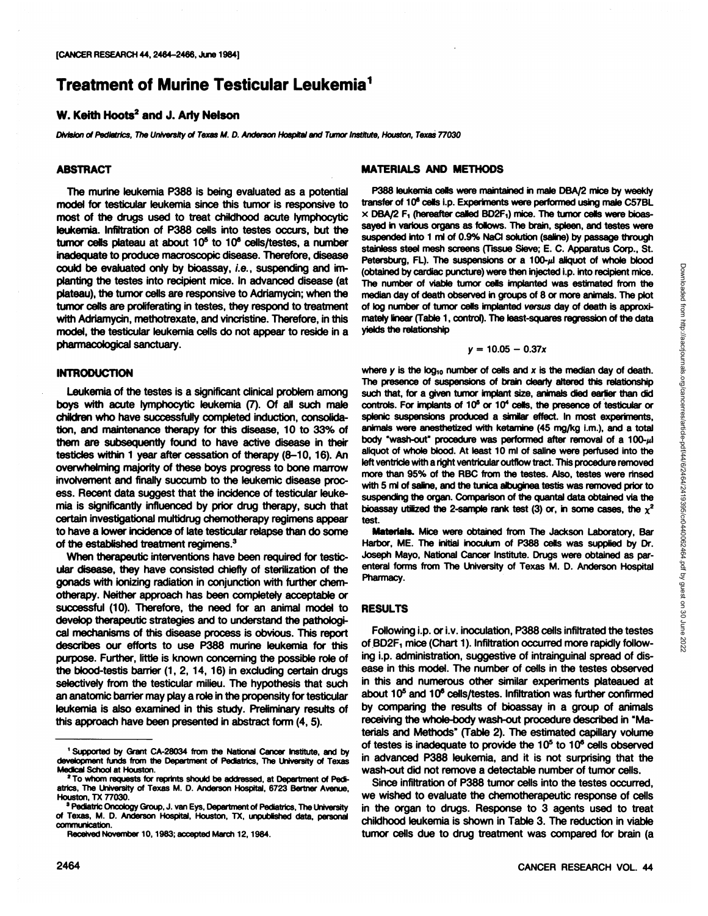# Treatment of Murine Testicular Leukemia[1]

**W. Keith Hoots[2] and J. Arly Nelson**

*Division of Pediatrics, The University of Texas M. D. Anderson Hospital and Tumor Institute, Houston, Texas 77030*

## ABSTRACT

The murine leukemia P388 is being evaluated as a potential model for testicular leukemia since this tumor is responsive to most of the drugs used to treat childhood acute lymphocytic leukemia. Infiltration of P388 cells into testes occurs, but the tumor cells plateau at about $10^5$ to $10^6$ cells/testes, a number inadequate to produce macroscopic disease. Therefore, disease could be evaluated only by bioassay, *i.e.*, suspending and implanting the testes into recipient mice. In advanced disease (at plateau), the tumor cells are responsive to Adriamycin; when the tumor cells are proliferating in testes, they respond to treatment with Adriamycin, methotrexate, and vincristine. Therefore, in this model, the testicular leukemia cells do not appear to reside in a pharmacological sanctuary.

## INTRODUCTION

Leukemia of the testes is a significant clinical problem among boys with acute lymphocytic leukemia (7). Of all such male children who have successfully completed induction, consolidation, and maintenance therapy for this disease, 10 to 33% of them are subsequently found to have active disease in their testicles within 1 year after cessation of therapy (8–10, 16). An overwhelming majority of these boys progress to bone marrow involvement and finally succumb to the leukemic disease process. Recent data suggest that the incidence of testicular leukemia is significantly influenced by prior drug therapy, such that certain investigational multidrug chemotherapy regimens appear to have a lower incidence of late testicular relapse than do some of the established treatment regimens.[3]

When therapeutic interventions have been required for testicular disease, they have consisted chiefly of sterilization of the gonads with ionizing radiation in conjunction with further chemotherapy. Neither approach has been completely acceptable or successful (10). Therefore, the need for an animal model to develop therapeutic strategies and to understand the pathological mechanisms of this disease process is obvious. This report describes our efforts to use P388 murine leukemia for this purpose. Further, little is known concerning the possible role of the blood-testis barrier (1, 2, 14, 16) in excluding certain drugs selectively from the testicular milieu. The hypothesis that such an anatomic barrier may play a role in the propensity for testicular leukemia is also examined in this study. Preliminary results of this approach have been presented in abstract form (4, 5).

[1] Supported by Grant CA-28034 from the National Cancer Institute, and by development funds from the Department of Pediatrics, The University of Texas Medical School at Houston.

[2] To whom requests for reprints should be addressed, at Department of Pediatrics, The University of Texas M. D. Anderson Hospital, 6723 Bertner Avenue, Houston, TX 77030.

[3] Pediatric Oncology Group, J. van Eys, Department of Pediatrics, The University of Texas, M. D. Anderson Hospital, Houston, TX, unpublished data, personal communication.

Received November 10, 1983; accepted March 12, 1984.

## MATERIALS AND METHODS

P388 leukemia cells were maintained in male DBA/2 mice by weekly transfer of $10^6$ cells i.p. Experiments were performed using male C57BL × DBA/2 $F_1$ (hereafter called BD2$F_1$) mice. The tumor cells were bioassayed in various organs as follows. The brain, spleen, and testes were suspended into 1 ml of 0.9% NaCl solution (saline) by passage through stainless steel mesh screens (Tissue Sieve; E. C. Apparatus Corp., St. Petersburg, FL). The suspensions or a 100-µl aliquot of whole blood (obtained by cardiac puncture) were then injected i.p. into recipient mice. The number of viable tumor cells implanted was estimated from the median day of death observed in groups of 8 or more animals. The plot of log number of tumor cells implanted *versus* day of death is approximately linear (Table 1, control). The least-squares regression of the data yields the relationship

$$y = 10.05 - 0.37x$$

where $y$ is the $\log_{10}$ number of cells and $x$ is the median day of death. The presence of suspensions of brain clearly altered this relationship such that, for a given tumor implant size, animals died earlier than did controls. For implants of $10^5$ or $10^4$ cells, the presence of testicular or splenic suspensions produced a similar effect. In most experiments, animals were anesthetized with ketamine (45 mg/kg i.m.), and a total body "wash-out" procedure was performed after removal of a 100-µl aliquot of whole blood. At least 10 ml of saline were perfused into the left ventricle with a right ventricular outflow tract. This procedure removed more than 95% of the RBC from the testes. Also, testes were rinsed with 5 ml of saline, and the tunica albuginea testis was removed prior to suspending the organ. Comparison of the quantal data obtained via the bioassay utilized the 2-sample rank test (3) or, in some cases, the $\chi^2$ test.

**Materials.** Mice were obtained from The Jackson Laboratory, Bar Harbor, ME. The initial inoculum of P388 cells was supplied by Dr. Joseph Mayo, National Cancer Institute. Drugs were obtained as parenteral forms from The University of Texas M. D. Anderson Hospital Pharmacy.

## RESULTS

Following i.p. or i.v. inoculation, P388 cells infiltrated the testes of BD2$F_1$ mice (Chart 1). Infiltration occurred more rapidly following i.p. administration, suggestive of intrainguinal spread of disease in this model. The number of cells in the testes observed in this and numerous other similar experiments plateaued at about $10^5$ and $10^6$ cells/testes. Infiltration was further confirmed by comparing the results of bioassay in a group of animals receiving the whole-body wash-out procedure described in "Materials and Methods" (Table 2). The estimated capillary volume of testes is inadequate to provide the $10^5$ to $10^6$ cells observed in advanced P388 leukemia, and it is not surprising that the wash-out did not remove a detectable number of tumor cells.

Since infiltration of P388 tumor cells into the testes occurred, we wished to evaluate the chemotherapeutic response of cells in the organ to drugs. Response to 3 agents used to treat childhood leukemia is shown in Table 3. The reduction in viable tumor cells due to drug treatment was compared for brain (a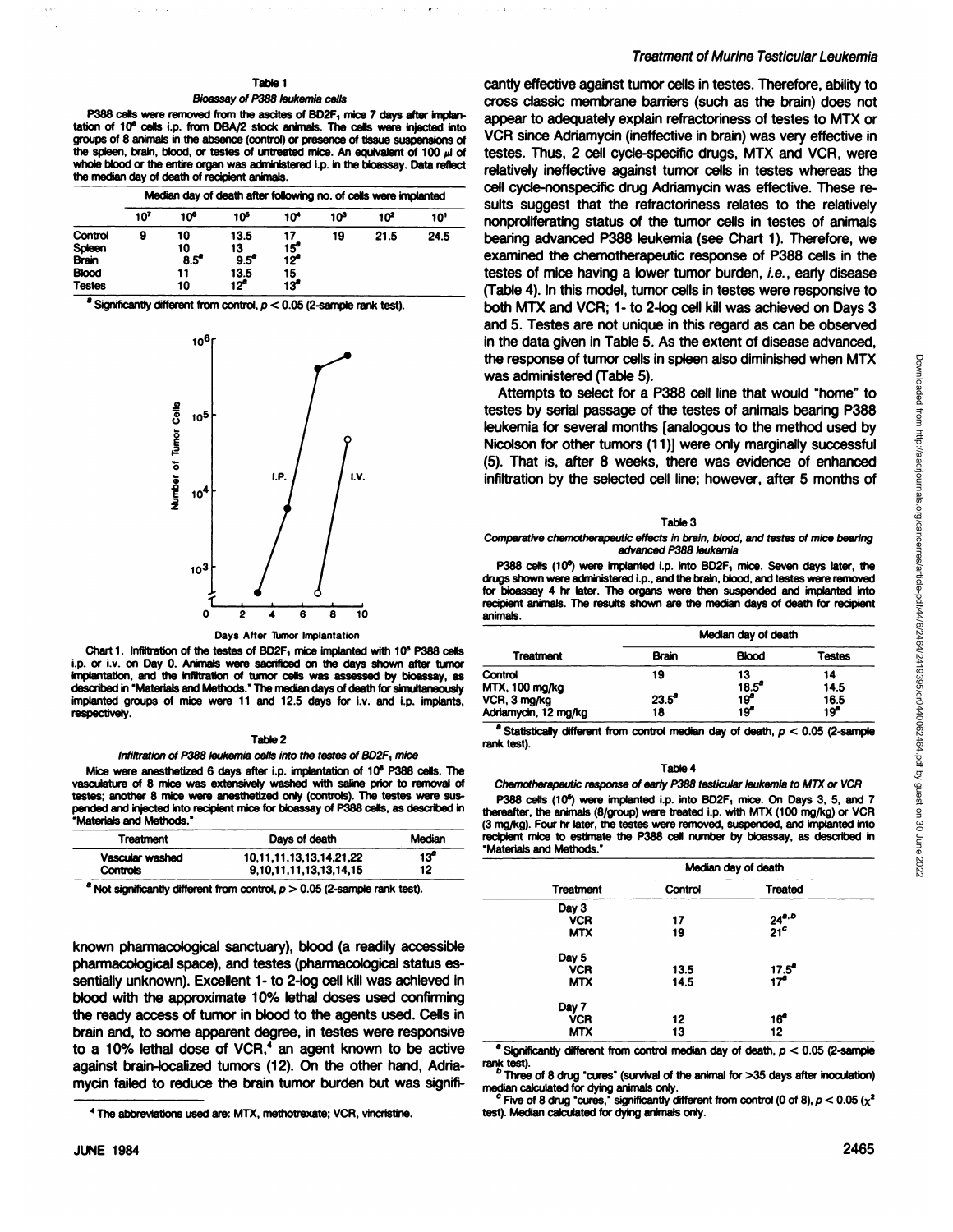Table 1

*Bioassay of P388 leukemia cells*

P388 cells were removed from the ascites of BD2F₁ mice 7 days after implantation of $10^6$ cells i.p. from DBA/2 stock animals. The cells were injected into groups of 8 animals in the absence (control) or presence of tissue suspensions of the spleen, brain, blood, or testes of untreated mice. An equivalent of 100 µl of whole blood or the entire organ was administered i.p. in the bioassay. Data reflect the median day of death of recipient animals.

| | Median day of death after following no. of cells were implanted | | | | | | |
|---|---|---|---|---|---|---|---|
| | $10^7$ | $10^6$ | $10^5$ | $10^4$ | $10^3$ | $10^2$ | $10^1$ |
| Control | 9 | 10 | 13.5 | 17 | 19 | 21.5 | 24.5 |
| Spleen | | 10 | 13 | 15[a] | | | |
| Brain | | 8.5[a] | 9.5[a] | 12[a] | | | |
| Blood | | 11 | 13.5 | 15 | | | |
| Testes | | 10 | 12[a] | 13[a] | | | |

[a] Significantly different from control, $p < 0.05$ (2-sample rank test).

Chart 1. Infiltration of the testes of BD2F₁ mice implanted with $10^6$ P388 cells i.p. or i.v. on Day 0. Animals were sacrificed on the days shown after tumor implantation, and the infiltration of tumor cells was assessed by bioassay, as described in "Materials and Methods." The median days of death for simultaneously implanted groups of mice were 11 and 12.5 days for i.v. and i.p. implants, respectively.

Table 2

*Infiltration of P388 leukemia cells into the testes of BD2F₁ mice*

Mice were anesthetized 6 days after i.p. implantation of $10^6$ P388 cells. The vasculature of 8 mice was extensively washed with saline prior to removal of testes; another 8 mice were anesthetized only (controls). The testes were suspended and injected into recipient mice for bioassay of P388 cells, as described in "Materials and Methods."

| Treatment | Days of death | Median |
|---|---|---|
| Vascular washed | 10,11,11,13,13,14,21,22 | 13[a] |
| Controls | 9,10,11,11,13,13,14,15 | 12 |

[a] Not significantly different from control, $p > 0.05$ (2-sample rank test).

known pharmacological sanctuary), blood (a readily accessible pharmacological space), and testes (pharmacological status essentially unknown). Excellent 1- to 2-log cell kill was achieved in blood with the approximate 10% lethal doses used confirming the ready access of tumor in blood to the agents used. Cells in brain and, to some apparent degree, in testes were responsive to a 10% lethal dose of VCR,[4] an agent known to be active against brain-localized tumors (12). On the other hand, Adriamycin failed to reduce the brain tumor burden but was significantly effective against tumor cells in testes. Therefore, ability to cross classic membrane barriers (such as the brain) does not appear to adequately explain refractoriness of testes to MTX or VCR since Adriamycin (ineffective in brain) was very effective in testes. Thus, 2 cell cycle-specific drugs, MTX and VCR, were relatively ineffective against tumor cells in testes whereas the cell cycle-nonspecific drug Adriamycin was effective. These results suggest that the refractoriness relates to the relatively nonproliferating status of the tumor cells in testes of animals bearing advanced P388 leukemia (see Chart 1). Therefore, we examined the chemotherapeutic response of P388 cells in the testes of mice having a lower tumor burden, *i.e.*, early disease (Table 4). In this model, tumor cells in testes were responsive to both MTX and VCR; 1- to 2-log cell kill was achieved on Days 3 and 5. Testes are not unique in this regard as can be observed in the data given in Table 5. As the extent of disease advanced, the response of tumor cells in spleen also diminished when MTX was administered (Table 5).

Attempts to select for a P388 cell line that would "home" to testes by serial passage of the testes of animals bearing P388 leukemia for several months [analogous to the method used by Nicolson for other tumors (11)] were only marginally successful (5). That is, after 8 weeks, there was evidence of enhanced infiltration by the selected cell line; however, after 5 months of

Table 3

*Comparative chemotherapeutic effects in brain, blood, and testes of mice bearing advanced P388 leukemia*

P388 cells ($10^6$) were implanted i.p. into BD2F₁ mice. Seven days later, the drugs shown were administered i.p., and the brain, blood, and testes were removed for bioassay 4 hr later. The organs were then suspended and implanted into recipient animals. The results shown are the median days of death for recipient animals.

| Treatment | Median day of death | | |
|---|---|---|---|
| | Brain | Blood | Testes |
| Control | 19 | 13 | 14 |
| MTX, 100 mg/kg | | 18.5[a] | 14.5 |
| VCR, 3 mg/kg | 23.5[a] | 19[a] | 16.5 |
| Adriamycin, 12 mg/kg | 18 | 19[a] | 19[a] |

[a] Statistically different from control median day of death, $p < 0.05$ (2-sample rank test).

Table 4

*Chemotherapeutic response of early P388 testicular leukemia to MTX or VCR*

P388 cells ($10^6$) were implanted i.p. into BD2F₁ mice. On Days 3, 5, and 7 thereafter, the animals (8/group) were treated i.p. with MTX (100 mg/kg) or VCR (3 mg/kg). Four hr later, the testes were removed, suspended, and implanted into recipient mice to estimate the P388 cell number by bioassay, as described in "Materials and Methods."

| Treatment | Median day of death | |
|---|---|---|
| | Control | Treated |
| Day 3 | | |
| VCR | 17 | 24[a,b] |
| MTX | 19 | 21[c] |
| Day 5 | | |
| VCR | 13.5 | 17.5[a] |
| MTX | 14.5 | 17[a] |
| Day 7 | | |
| VCR | 12 | 16[a] |
| MTX | 13 | 12 |

[a] Significantly different from control median day of death, $p < 0.05$ (2-sample rank test).

[b] Three of 8 drug "cures" (survival of the animal for >35 days after inoculation) median calculated for dying animals only.

[c] Five of 8 drug "cures," significantly different from control (0 of 8), $p < 0.05$ ($\chi^2$ test). Median calculated for dying animals only.

[4] The abbreviations used are: MTX, methotrexate; VCR, vincristine.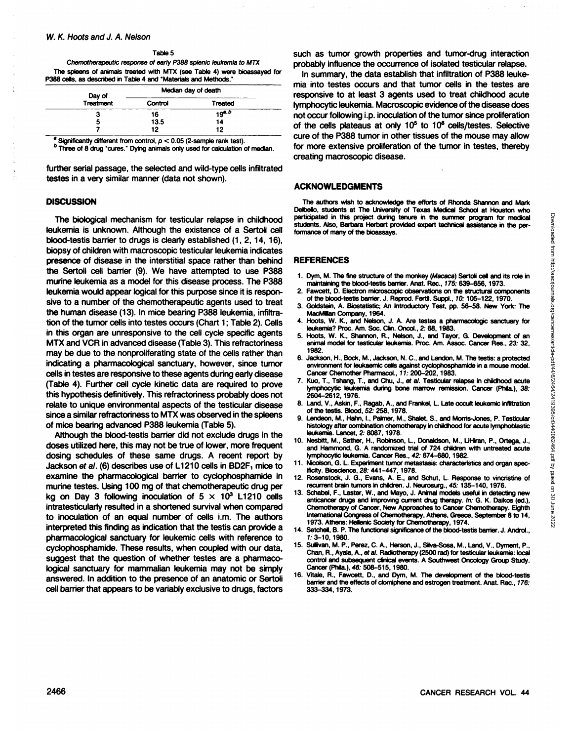Table 5

*Chemotherapeutic response of early P388 splenic leukemia to MTX*

The spleens of animals treated with MTX (see Table 4) were bioassayed for P388 cells, as described in Table 4 and "Materials and Methods."

| Day of Treatment | Median day of death | |
|---|---|---|
| | Control | Treated |
| 3 | 16 | 19[a,b] |
| 5 | 13.5 | 14 |
| 7 | 12 | 12 |

[a] Significantly different from control, $p < 0.05$ (2-sample rank test).

[b] Three of 8 drug "cures." Dying animals only used for calculation of median.

further serial passage, the selected and wild-type cells infiltrated testes in a very similar manner (data not shown).

## DISCUSSION

The biological mechanism for testicular relapse in childhood leukemia is unknown. Although the existence of a Sertoli cell blood-testis barrier to drugs is clearly established (1, 2, 14, 16), biopsy of children with macroscopic testicular leukemia indicates presence of disease in the interstitial space rather than behind the Sertoli cell barrier (9). We have attempted to use P388 murine leukemia as a model for this disease process. The P388 leukemia would appear logical for this purpose since it is responsive to a number of the chemotherapeutic agents used to treat the human disease (13). In mice bearing P388 leukemia, infiltration of the tumor cells into testes occurs (Chart 1; Table 2). Cells in this organ are unresponsive to the cell cycle specific agents MTX and VCR in advanced disease (Table 3). This refractoriness may be due to the nonproliferating state of the cells rather than indicating a pharmacological sanctuary, however, since tumor cells in testes are responsive to these agents during early disease (Table 4). Further cell cycle kinetic data are required to prove this hypothesis definitively. This refractoriness probably does not relate to unique environmental aspects of the testicular disease since a similar refractoriness to MTX was observed in the spleens of mice bearing advanced P388 leukemia (Table 5).

Although the blood-testis barrier did not exclude drugs in the doses utilized here, this may not be true of lower, more frequent dosing schedules of these same drugs. A recent report by Jackson *et al.* (6) describes use of L1210 cells in $BD2F_1$ mice to examine the pharmacological barrier to cyclophosphamide in murine testes. Using 100 mg of that chemotherapeutic drug per kg on Day 3 following inoculation of $5 \times 10^3$ L1210 cells intratesticularly resulted in a shortened survival when compared to inoculation of an equal number of cells i.m. The authors interpreted this finding as indication that the testis can provide a pharmacological sanctuary for leukemic cells with reference to cyclophosphamide. These results, when coupled with our data, suggest that the question of whether testes are a pharmacological sanctuary for mammalian leukemia may not be simply answered. In addition to the presence of an anatomic or Sertoli cell barrier that appears to be variably exclusive to drugs, factors such as tumor growth properties and tumor-drug interaction probably influence the occurrence of isolated testicular relapse.

In summary, the data establish that infiltration of P388 leukemia into testes occurs and that tumor cells in the testes are responsive to at least 3 agents used to treat childhood acute lymphocytic leukemia. Macroscopic evidence of the disease does not occur following i.p. inoculation of the tumor since proliferation of the cells plateaus at only $10^5$ to $10^6$ cells/testes. Selective cure of the P388 tumor in other tissues of the mouse may allow for more extensive proliferation of the tumor in testes, thereby creating macroscopic disease.

## ACKNOWLEDGMENTS

The authors wish to acknowledge the efforts of Rhonda Shannon and Mark Delbello, students at The University of Texas Medical School at Houston who participated in this project during tenure in the summer program for medical students. Also, Barbara Herbert provided expert technical assistance in the performance of many of the bioassays.

## REFERENCES

1. Dym, M. The fine structure of the monkey (*Macaca*) Sertoli cell and its role in maintaining the blood-testis barrier. Anat. Rec., *175:* 639–656, 1973.
2. Fawcett, D. Electron microscopic observations on the structural components of the blood-testis barrier. J. Reprod. Fertil. Suppl., *10:* 105–122, 1970.
3. Goldstein, A. Biostatistic; An Introductory Test, pp. 56–58. New York: The MacMillan Company, 1964.
4. Hoots, W. K., and Nelson, J. A. Are testes a pharmacologic sanctuary for leukemia? Proc. Am. Soc. Clin. Oncol., *2:* 68, 1983.
5. Hoots, W. K., Shannon, R., Nelson, J., and Tayor, G. Development of an animal model for testicular leukemia. Proc. Am. Assoc. Cancer Res., *23:* 32, 1982.
6. Jackson, H., Bock, M., Jackson, N. C., and London, M. The testis: a protected environment for leukaemic cells against cyclophosphamide in a mouse model. Cancer Chemother Pharmacol., *11:* 200–202, 1983.
7. Kuo, T., Tshang, T., and Chu, J., *et al.* Testicular relapse in childhood acute lymphocytic leukemia during bone marrow remission. Cancer (Phila.), *38:* 2604–2612, 1976.
8. Land, V., Askin, F., Ragab, A., and Frankel, L. Late occult leukemic infiltration of the testis. Blood, *52:* 258, 1978.
9. Lendeon, M., Hahn, I., Palmer, M., Shalet, S., and Morris-Jones, P. Testicular histology after combination chemotherapy in childhood for acute lymphoblastic leukemia. Lancet, *2:* 8087, 1978.
10. Nesbitt, M., Sather, H., Robinson, L., Donaldson, M., LiHiran, P., Ortega, J., and Hammond, G. A randomized trial of 724 children with untreated acute lymphocytic leukemia. Cancer Res., *42:* 674–680, 1982.
11. Nicolson, G. L. Experiment tumor metastasis: characteristics and organ specificity. Bioscience, *28:* 441–447, 1978.
12. Rosenstock, J. G., Evans, A. E., and Schut, L. Response to vincristine of recurrent brain tumors in children. J. Neurosurg., *45:* 135–140, 1976.
13. Schabel, F., Laster, W., and Mayo, J. Animal models useful in detecting new anticancer drugs and improving current drug therapy. *In:* G. K. Daikos (ed.), Chemotherapy of Cancer, New Approaches to Cancer Chemotherapy. Eighth International Congress of Chemotherapy, Athens, Greece, September 8 to 14, 1973. Athens: Hellenic Society for Chemotherapy, 1974.
14. Setchell, B. P. The functional significance of the blood-testis barrier. J. Androl., *1:* 3–10, 1980.
15. Sullivan, M. P., Perez, C. A., Herson, J., Silva-Sosa, M., Land, V., Dyment, P., Chan, R., Ayala, A., *et al.* Radiotherapy (2500 rad) for testicular leukemia: local control and subsequent clinical events. A Southwest Oncology Group Study. Cancer (Phila.), *46:* 508–515, 1980.
16. Vitale, R., Fawcett, D., and Dym, M. The development of the blood-testis barrier and the effects of clomiphene and estrogen treatment. Anat. Rec., *176:* 333–334, 1973.